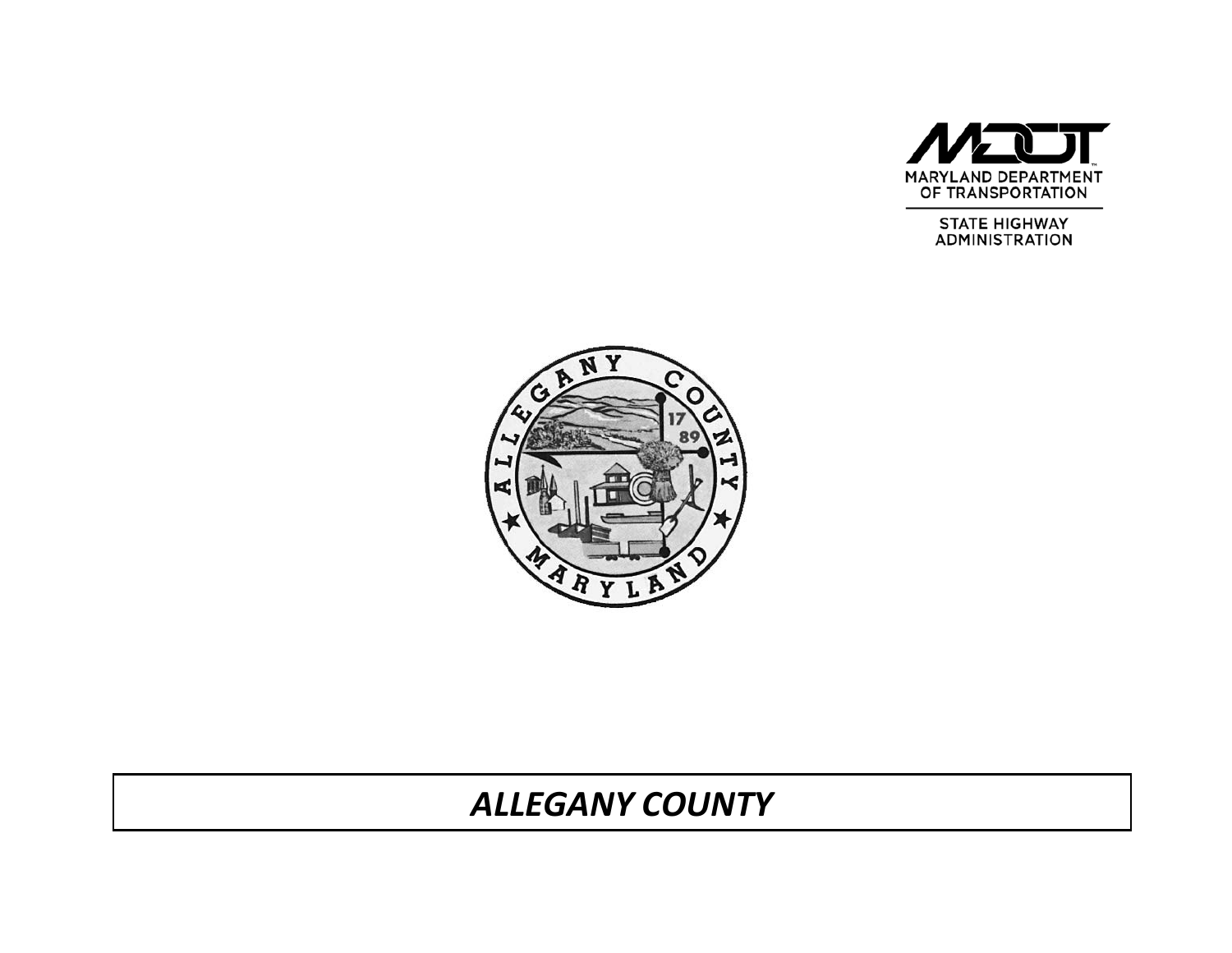MARYLAND DEPARTMENT OF TRANSPORTATION

STATE HIGHWAY ADMINISTRATION

# *ALLEGANY COUNTY*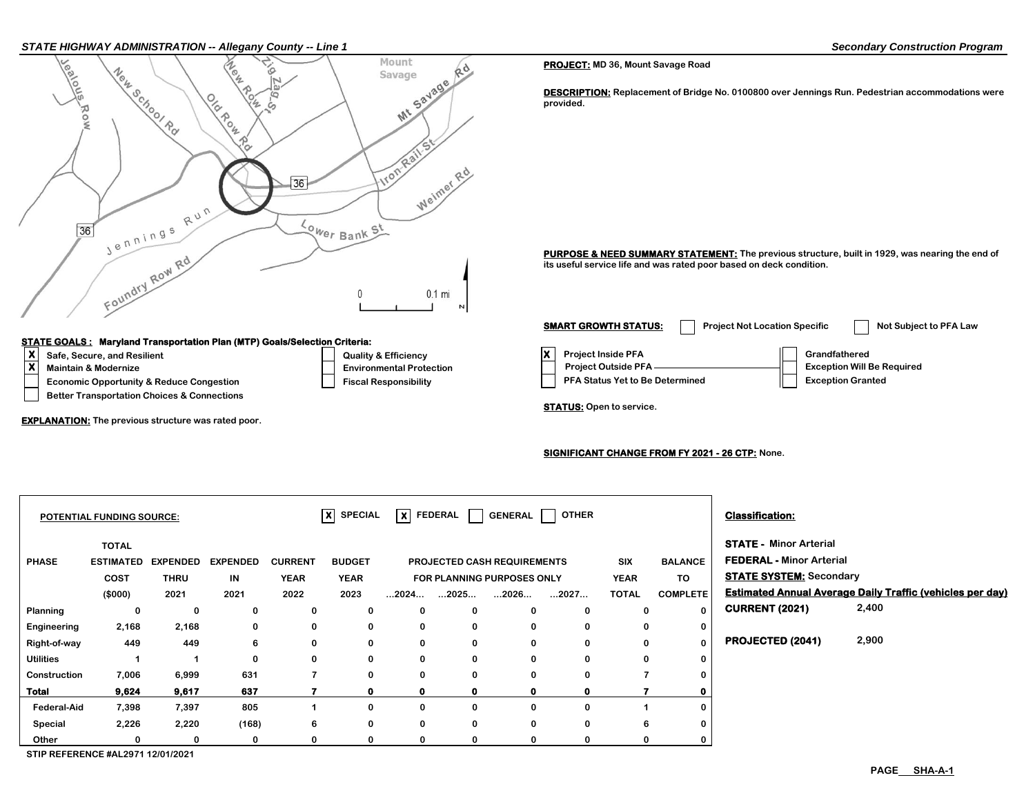**STATE HIGHWAY ADMINISTRATION -- Allegany County -- Line 1**

**Secondary Construction Program**

**PROJECT:** MD 36, Mount Savage Road

**DESCRIPTION:** Replacement of Bridge No. 0100800 over Jennings Run. Pedestrian accommodations were provided.

**PURPOSE & NEED SUMMARY STATEMENT:** The previous structure, built in 1929, was nearing the end of its useful service life and was rated poor based on deck condition.

**SMART GROWTH STATUS:** [ ] Project Not Location Specific [ ] Not Subject to PFA Law

- [X] Project Inside PFA
- [ ] Project Outside PFA
- [ ] PFA Status Yet to Be Determined
- [ ] Grandfathered
- [ ] Exception Will Be Required
- [ ] Exception Granted

**STATE GOALS : Maryland Transportation Plan (MTP) Goals/Selection Criteria:**

- [X] Safe, Secure, and Resilient
- [X] Maintain & Modernize
- [ ] Economic Opportunity & Reduce Congestion
- [ ] Better Transportation Choices & Connections
- [ ] Quality & Efficiency
- [ ] Environmental Protection
- [ ] Fiscal Responsibility

**EXPLANATION:** The previous structure was rated poor.

**STATUS:** Open to service.

**SIGNIFICANT CHANGE FROM FY 2021 - 26 CTP:** None.

**POTENTIAL FUNDING SOURCE:** [X] SPECIAL [X] FEDERAL [ ] GENERAL [ ] OTHER

| PHASE | TOTAL ESTIMATED COST ($000) | EXPENDED THRU 2021 | EXPENDED IN 2021 | CURRENT YEAR 2022 | BUDGET YEAR 2023 | PROJECTED CASH REQUIREMENTS FOR PLANNING PURPOSES ONLY ...2024... | ...2025... | ...2026... | ...2027... | SIX YEAR TOTAL | BALANCE TO COMPLETE |
|---|---|---|---|---|---|---|---|---|---|---|---|
| Planning | 0 | 0 | 0 | 0 | 0 | 0 | 0 | 0 | 0 | 0 | 0 |
| Engineering | 2,168 | 2,168 | 0 | 0 | 0 | 0 | 0 | 0 | 0 | 0 | 0 |
| Right-of-way | 449 | 449 | 6 | 0 | 0 | 0 | 0 | 0 | 0 | 0 | 0 |
| Utilities | 1 | 1 | 0 | 0 | 0 | 0 | 0 | 0 | 0 | 0 | 0 |
| Construction | 7,006 | 6,999 | 631 | 7 | 0 | 0 | 0 | 0 | 0 | 7 | 0 |
| **Total** | **9,624** | **9,617** | **637** | **7** | **0** | **0** | **0** | **0** | **0** | **7** | **0** |
| Federal-Aid | 7,398 | 7,397 | 805 | 1 | 0 | 0 | 0 | 0 | 0 | 1 | 0 |
| Special | 2,226 | 2,220 | (168) | 6 | 0 | 0 | 0 | 0 | 0 | 6 | 0 |
| Other | 0 | 0 | 0 | 0 | 0 | 0 | 0 | 0 | 0 | 0 | 0 |

STIP REFERENCE #AL2971 12/01/2021

**Classification:**

**STATE -** Minor Arterial

**FEDERAL -** Minor Arterial

**STATE SYSTEM:** Secondary

**Estimated Annual Average Daily Traffic (vehicles per day)**

**CURRENT (2021)** 2,400

**PROJECTED (2041)** 2,900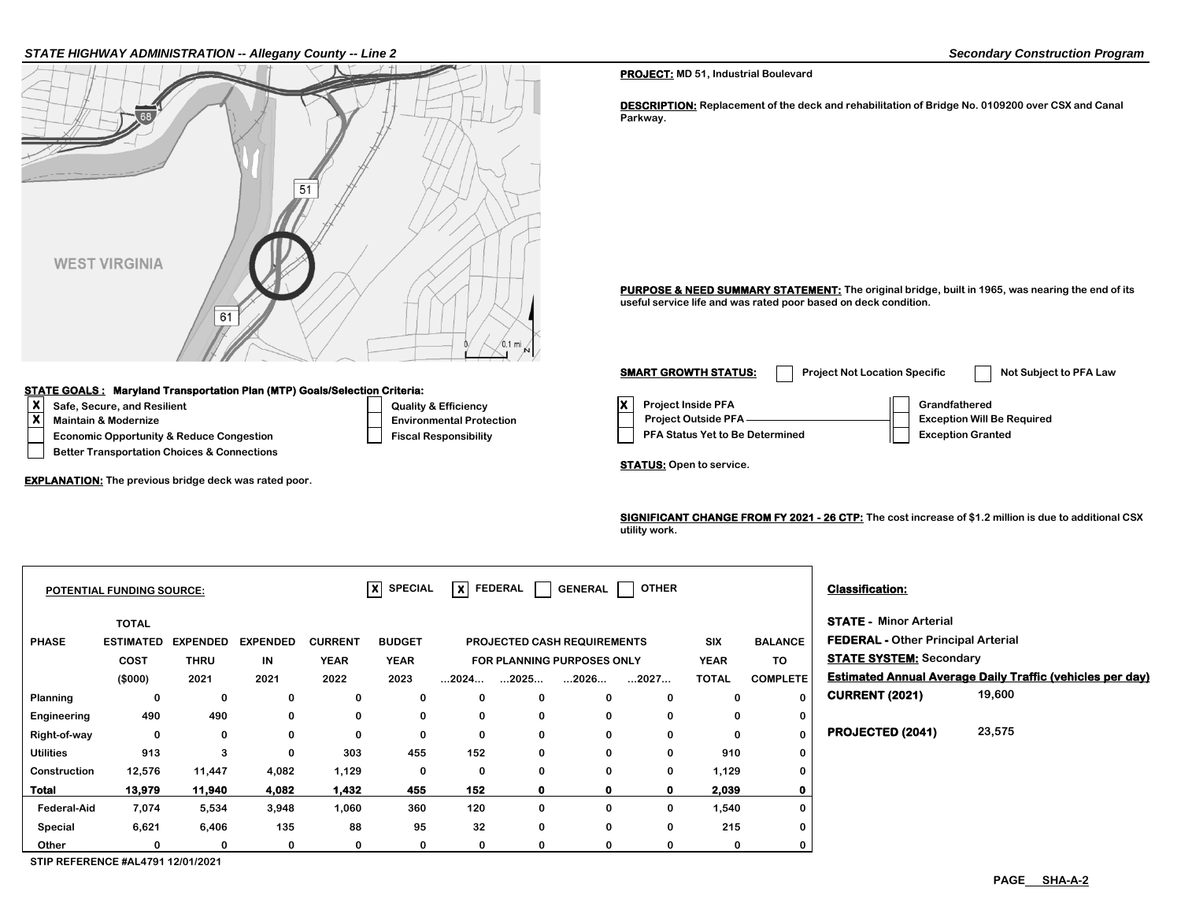**PROJECT:** MD 51, Industrial Boulevard

**DESCRIPTION:** Replacement of the deck and rehabilitation of Bridge No. 0109200 over CSX and Canal Parkway.

**PURPOSE & NEED SUMMARY STATEMENT:** The original bridge, built in 1965, was nearing the end of its useful service life and was rated poor based on deck condition.

**SMART GROWTH STATUS:**
- [ ] Project Not Location Specific
- [ ] Not Subject to PFA Law
- [x] Project Inside PFA
- [ ] Project Outside PFA
- [ ] PFA Status Yet to Be Determined
- [ ] Grandfathered
- [ ] Exception Will Be Required
- [ ] Exception Granted

**STATUS:** Open to service.

**SIGNIFICANT CHANGE FROM FY 2021 - 26 CTP:** The cost increase of $1.2 million is due to additional CSX utility work.

**STATE GOALS : Maryland Transportation Plan (MTP) Goals/Selection Criteria:**
- [x] Safe, Secure, and Resilient
- [x] Maintain & Modernize
- [ ] Economic Opportunity & Reduce Congestion
- [ ] Better Transportation Choices & Connections
- [ ] Quality & Efficiency
- [ ] Environmental Protection
- [ ] Fiscal Responsibility

**EXPLANATION:** The previous bridge deck was rated poor.

**POTENTIAL FUNDING SOURCE:** [X] SPECIAL [X] FEDERAL [ ] GENERAL [ ] OTHER

| PHASE | TOTAL ESTIMATED COST ($000) | EXPENDED THRU 2021 | EXPENDED IN 2021 | CURRENT YEAR 2022 | BUDGET YEAR 2023 | PROJECTED CASH REQUIREMENTS FOR PLANNING PURPOSES ONLY ...2024... | ...2025... | ...2026... | ...2027... | SIX YEAR TOTAL | BALANCE TO COMPLETE |
|---|---|---|---|---|---|---|---|---|---|---|---|
| Planning | 0 | 0 | 0 | 0 | 0 | 0 | 0 | 0 | 0 | 0 | 0 |
| Engineering | 490 | 490 | 0 | 0 | 0 | 0 | 0 | 0 | 0 | 0 | 0 |
| Right-of-way | 0 | 0 | 0 | 0 | 0 | 0 | 0 | 0 | 0 | 0 | 0 |
| Utilities | 913 | 3 | 0 | 303 | 455 | 152 | 0 | 0 | 0 | 910 | 0 |
| Construction | 12,576 | 11,447 | 4,082 | 1,129 | 0 | 0 | 0 | 0 | 0 | 1,129 | 0 |
| **Total** | **13,979** | **11,940** | **4,082** | **1,432** | **455** | **152** | **0** | **0** | **0** | **2,039** | **0** |
| Federal-Aid | 7,074 | 5,534 | 3,948 | 1,060 | 360 | 120 | 0 | 0 | 0 | 1,540 | 0 |
| Special | 6,621 | 6,406 | 135 | 88 | 95 | 32 | 0 | 0 | 0 | 215 | 0 |
| Other | 0 | 0 | 0 | 0 | 0 | 0 | 0 | 0 | 0 | 0 | 0 |

STIP REFERENCE #AL4791 12/01/2021

**Classification:**

**STATE -** Minor Arterial
**FEDERAL -** Other Principal Arterial
**STATE SYSTEM:** Secondary

**Estimated Annual Average Daily Traffic (vehicles per day)**

| | |
|---|---|
| **CURRENT (2021)** | 19,600 |
| **PROJECTED (2041)** | 23,575 |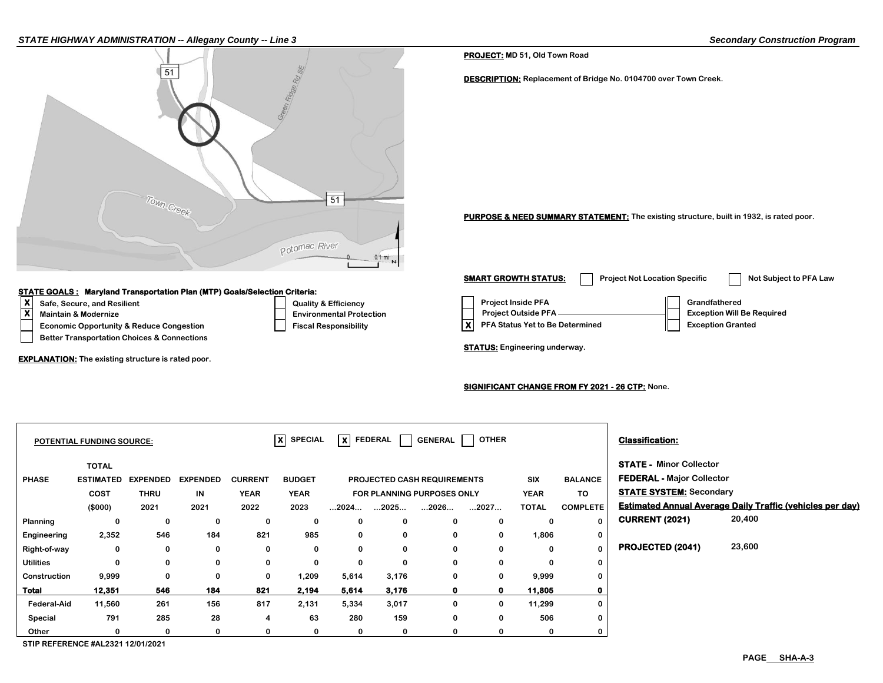**PROJECT:** MD 51, Old Town Road

**DESCRIPTION:** Replacement of Bridge No. 0104700 over Town Creek.

**PURPOSE & NEED SUMMARY STATEMENT:** The existing structure, built in 1932, is rated poor.

**SMART GROWTH STATUS:**

- [ ] Project Not Location Specific
- [ ] Not Subject to PFA Law
- [ ] Project Inside PFA
- [ ] Project Outside PFA
- [X] PFA Status Yet to Be Determined
- [ ] Grandfathered
- [ ] Exception Will Be Required
- [ ] Exception Granted

**STATUS:** Engineering underway.

**SIGNIFICANT CHANGE FROM FY 2021 - 26 CTP:** None.

**STATE GOALS : Maryland Transportation Plan (MTP) Goals/Selection Criteria:**

- [X] Safe, Secure, and Resilient
- [X] Maintain & Modernize
- [ ] Economic Opportunity & Reduce Congestion
- [ ] Better Transportation Choices & Connections
- [ ] Quality & Efficiency
- [ ] Environmental Protection
- [ ] Fiscal Responsibility

**EXPLANATION:** The existing structure is rated poor.

**POTENTIAL FUNDING SOURCE:** [X] SPECIAL [X] FEDERAL [ ] GENERAL [ ] OTHER

| PHASE | TOTAL ESTIMATED COST ($000) | EXPENDED THRU 2021 | EXPENDED IN 2021 | CURRENT YEAR 2022 | BUDGET YEAR 2023 | PROJECTED CASH REQUIREMENTS FOR PLANNING PURPOSES ONLY ...2024... | ...2025... | ...2026... | ...2027... | SIX YEAR TOTAL | BALANCE TO COMPLETE |
|---|---|---|---|---|---|---|---|---|---|---|---|
| Planning | 0 | 0 | 0 | 0 | 0 | 0 | 0 | 0 | 0 | 0 | 0 |
| Engineering | 2,352 | 546 | 184 | 821 | 985 | 0 | 0 | 0 | 0 | 1,806 | 0 |
| Right-of-way | 0 | 0 | 0 | 0 | 0 | 0 | 0 | 0 | 0 | 0 | 0 |
| Utilities | 0 | 0 | 0 | 0 | 0 | 0 | 0 | 0 | 0 | 0 | 0 |
| Construction | 9,999 | 0 | 0 | 0 | 1,209 | 5,614 | 3,176 | 0 | 0 | 9,999 | 0 |
| **Total** | **12,351** | **546** | **184** | **821** | **2,194** | **5,614** | **3,176** | **0** | **0** | **11,805** | **0** |
| Federal-Aid | 11,560 | 261 | 156 | 817 | 2,131 | 5,334 | 3,017 | 0 | 0 | 11,299 | 0 |
| Special | 791 | 285 | 28 | 4 | 63 | 280 | 159 | 0 | 0 | 506 | 0 |
| Other | 0 | 0 | 0 | 0 | 0 | 0 | 0 | 0 | 0 | 0 | 0 |

STIP REFERENCE #AL2321 12/01/2021

**Classification:**

**STATE -** Minor Collector

**FEDERAL -** Major Collector

**STATE SYSTEM:** Secondary

**Estimated Annual Average Daily Traffic (vehicles per day)**

**CURRENT (2021)** 20,400

**PROJECTED (2041)** 23,600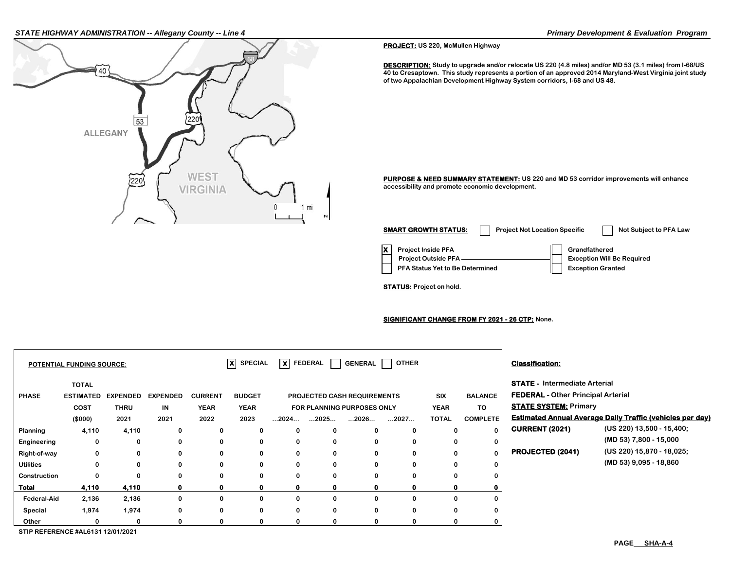**PROJECT:** US 220, McMullen Highway

**DESCRIPTION:** Study to upgrade and/or relocate US 220 (4.8 miles) and/or MD 53 (3.1 miles) from I-68/US 40 to Cresaptown. This study represents a portion of an approved 2014 Maryland-West Virginia joint study of two Appalachian Development Highway System corridors, I-68 and US 48.

**PURPOSE & NEED SUMMARY STATEMENT:** US 220 and MD 53 corridor improvements will enhance accessibility and promote economic development.

**SMART GROWTH STATUS:** ☐ Project Not Location Specific ☐ Not Subject to PFA Law

- ☒ Project Inside PFA
- ☐ Project Outside PFA
- ☐ PFA Status Yet to Be Determined
- ☐ Grandfathered
- ☐ Exception Will Be Required
- ☐ Exception Granted

**STATUS:** Project on hold.

**SIGNIFICANT CHANGE FROM FY 2021 - 26 CTP:** None.

**POTENTIAL FUNDING SOURCE:** ☒ SPECIAL ☒ FEDERAL ☐ GENERAL ☐ OTHER

| PHASE | TOTAL ESTIMATED COST ($000) | EXPENDED THRU 2021 | EXPENDED IN 2021 | CURRENT YEAR 2022 | BUDGET YEAR 2023 | PROJECTED CASH REQUIREMENTS FOR PLANNING PURPOSES ONLY ...2024... | ...2025... | ...2026... | ...2027... | SIX YEAR TOTAL | BALANCE TO COMPLETE |
|---|---|---|---|---|---|---|---|---|---|---|---|
| Planning | 4,110 | 4,110 | 0 | 0 | 0 | 0 | 0 | 0 | 0 | 0 | 0 |
| Engineering | 0 | 0 | 0 | 0 | 0 | 0 | 0 | 0 | 0 | 0 | 0 |
| Right-of-way | 0 | 0 | 0 | 0 | 0 | 0 | 0 | 0 | 0 | 0 | 0 |
| Utilities | 0 | 0 | 0 | 0 | 0 | 0 | 0 | 0 | 0 | 0 | 0 |
| Construction | 0 | 0 | 0 | 0 | 0 | 0 | 0 | 0 | 0 | 0 | 0 |
| **Total** | **4,110** | **4,110** | **0** | **0** | **0** | **0** | **0** | **0** | **0** | **0** | **0** |
| Federal-Aid | 2,136 | 2,136 | 0 | 0 | 0 | 0 | 0 | 0 | 0 | 0 | 0 |
| Special | 1,974 | 1,974 | 0 | 0 | 0 | 0 | 0 | 0 | 0 | 0 | 0 |
| Other | 0 | 0 | 0 | 0 | 0 | 0 | 0 | 0 | 0 | 0 | 0 |

STIP REFERENCE #AL6131 12/01/2021

**Classification:**

**STATE -** Intermediate Arterial

**FEDERAL -** Other Principal Arterial

**STATE SYSTEM:** Primary

**Estimated Annual Average Daily Traffic (vehicles per day)**

| | |
|---|---|
| **CURRENT (2021)** | (US 220) 13,500 - 15,400; (MD 53) 7,800 - 15,000 |
| **PROJECTED (2041)** | (US 220) 15,870 - 18,025; (MD 53) 9,095 - 18,860 |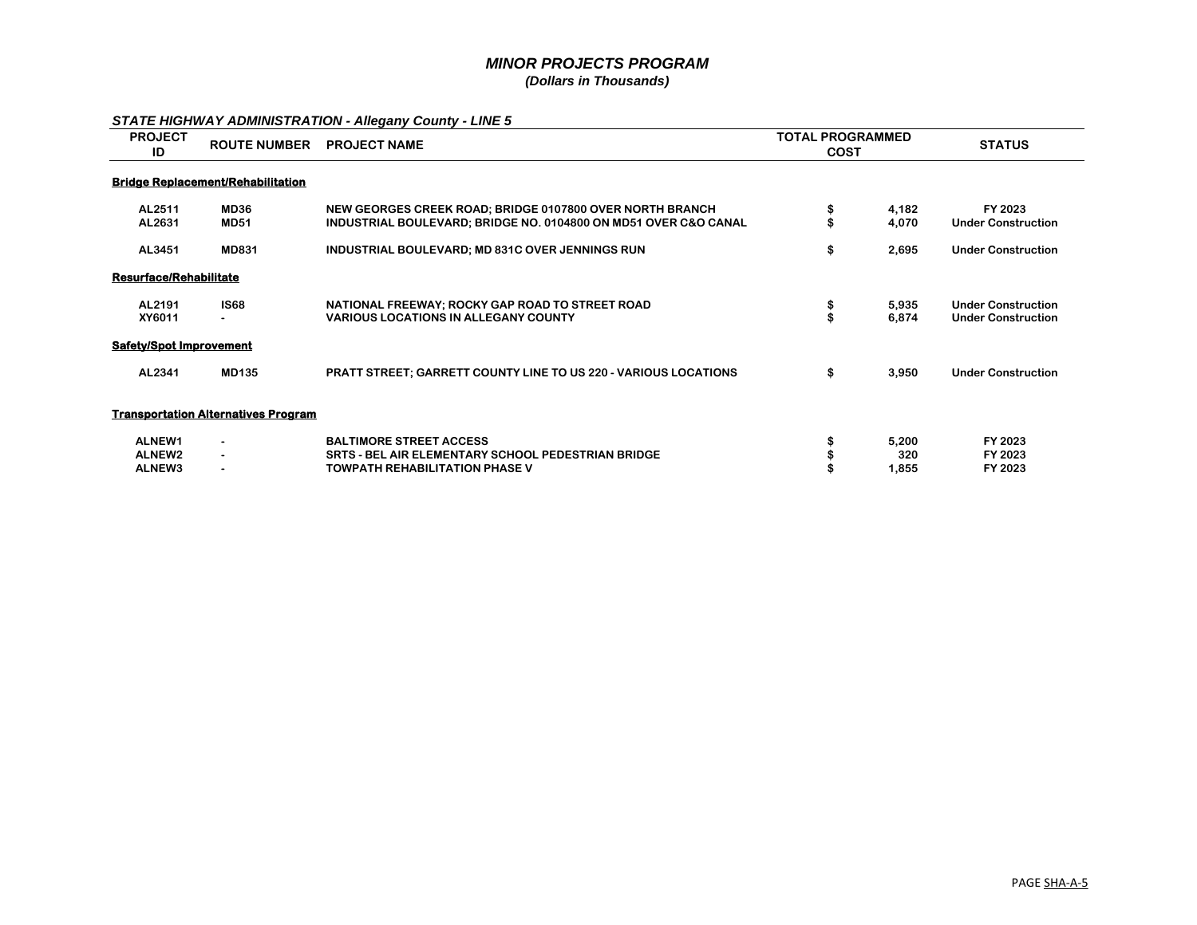# *MINOR PROJECTS PROGRAM*

***(Dollars in Thousands)***

***STATE HIGHWAY ADMINISTRATION - Allegany County - LINE 5***

| PROJECT ID | ROUTE NUMBER | PROJECT NAME | TOTAL PROGRAMMED COST | | STATUS |
|---|---|---|---|---|---|
| **Bridge Replacement/Rehabilitation** | | | | | |
| AL2511 | MD36 | NEW GEORGES CREEK ROAD; BRIDGE 0107800 OVER NORTH BRANCH | $ | 4,182 | FY 2023 |
| AL2631 | MD51 | INDUSTRIAL BOULEVARD; BRIDGE NO. 0104800 ON MD51 OVER C&O CANAL | $ | 4,070 | Under Construction |
| AL3451 | MD831 | INDUSTRIAL BOULEVARD; MD 831C OVER JENNINGS RUN | $ | 2,695 | Under Construction |
| **Resurface/Rehabilitate** | | | | | |
| AL2191 | IS68 | NATIONAL FREEWAY; ROCKY GAP ROAD TO STREET ROAD | $ | 5,935 | Under Construction |
| XY6011 | - | VARIOUS LOCATIONS IN ALLEGANY COUNTY | $ | 6,874 | Under Construction |
| **Safety/Spot Improvement** | | | | | |
| AL2341 | MD135 | PRATT STREET; GARRETT COUNTY LINE TO US 220 - VARIOUS LOCATIONS | $ | 3,950 | Under Construction |
| **Transportation Alternatives Program** | | | | | |
| ALNEW1 | - | BALTIMORE STREET ACCESS | $ | 5,200 | FY 2023 |
| ALNEW2 | - | SRTS - BEL AIR ELEMENTARY SCHOOL PEDESTRIAN BRIDGE | $ | 320 | FY 2023 |
| ALNEW3 | - | TOWPATH REHABILITATION PHASE V | $ | 1,855 | FY 2023 |